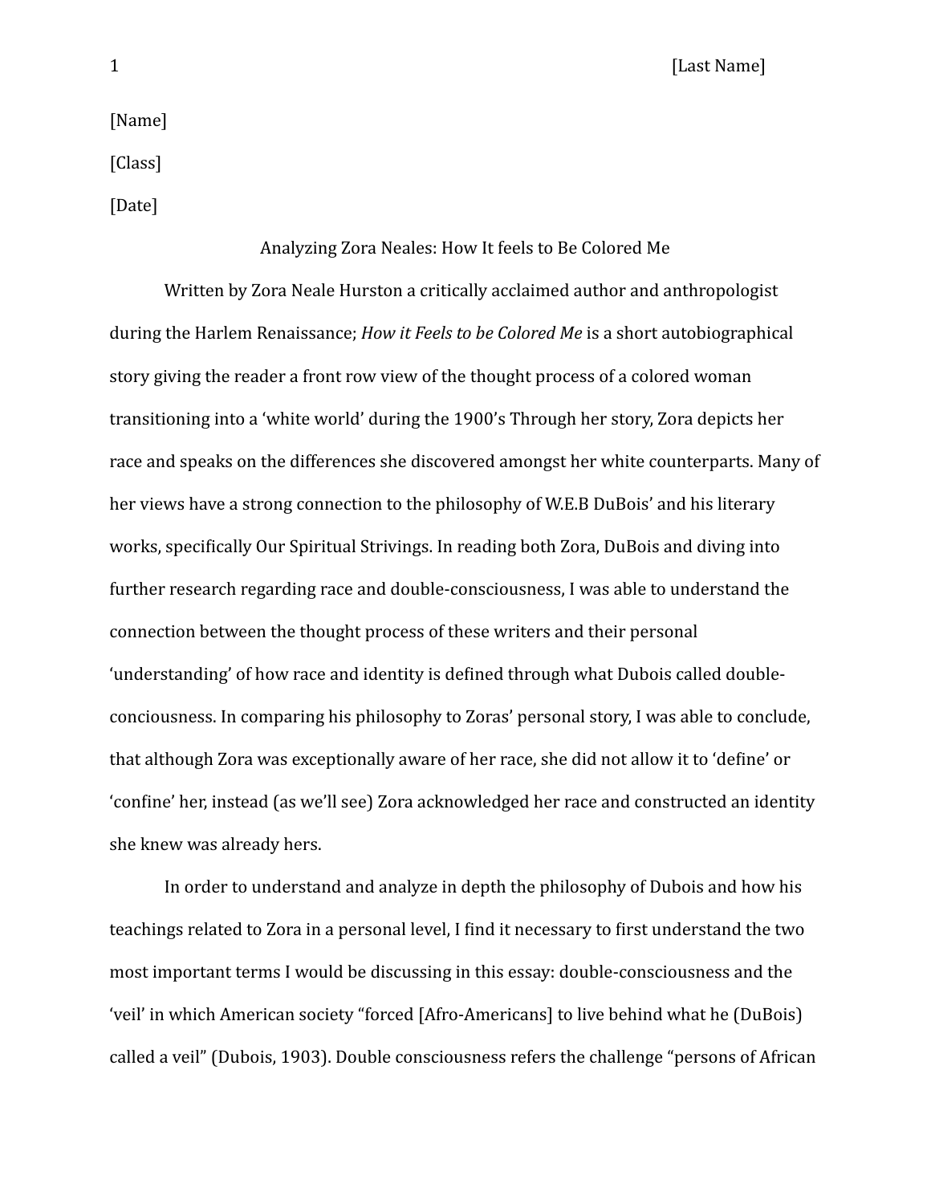[Name]

[Class]

[Date]

# Analyzing Zora Neales: How It feels to Be Colored Me

Written by Zora Neale Hurston a critically acclaimed author and anthropologist during the Harlem Renaissance; *How it Feels to be Colored Me* is a short autobiographical story giving the reader a front row view of the thought process of a colored woman transitioning into a 'white world' during the 1900's Through her story, Zora depicts her race and speaks on the differences she discovered amongst her white counterparts. Many of her views have a strong connection to the philosophy of W.E.B DuBois' and his literary works, specifically Our Spiritual Strivings. In reading both Zora, DuBois and diving into further research regarding race and double-consciousness, I was able to understand the connection between the thought process of these writers and their personal 'understanding' of how race and identity is defined through what Dubois called double-conciousness. In comparing his philosophy to Zoras' personal story, I was able to conclude, that although Zora was exceptionally aware of her race, she did not allow it to 'define' or 'confine' her, instead (as we'll see) Zora acknowledged her race and constructed an identity she knew was already hers.

In order to understand and analyze in depth the philosophy of Dubois and how his teachings related to Zora in a personal level, I find it necessary to first understand the two most important terms I would be discussing in this essay: double-consciousness and the 'veil' in which American society "forced [Afro-Americans] to live behind what he (DuBois) called a veil" (Dubois, 1903). Double consciousness refers the challenge "persons of African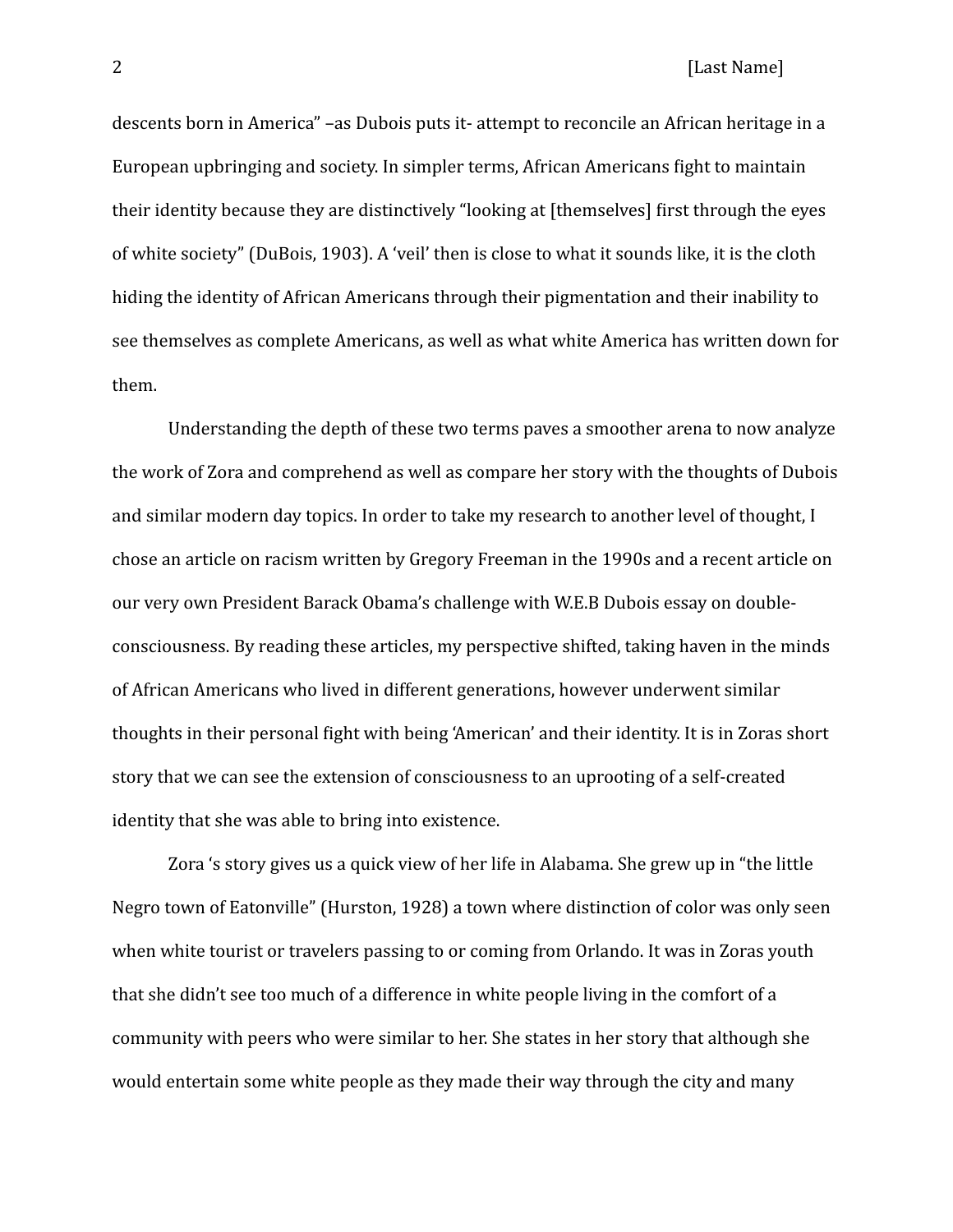descents born in America" –as Dubois puts it- attempt to reconcile an African heritage in a European upbringing and society. In simpler terms, African Americans fight to maintain their identity because they are distinctively "looking at [themselves] first through the eyes of white society" (DuBois, 1903). A 'veil' then is close to what it sounds like, it is the cloth hiding the identity of African Americans through their pigmentation and their inability to see themselves as complete Americans, as well as what white America has written down for them.

Understanding the depth of these two terms paves a smoother arena to now analyze the work of Zora and comprehend as well as compare her story with the thoughts of Dubois and similar modern day topics. In order to take my research to another level of thought, I chose an article on racism written by Gregory Freeman in the 1990s and a recent article on our very own President Barack Obama's challenge with W.E.B Dubois essay on double-consciousness. By reading these articles, my perspective shifted, taking haven in the minds of African Americans who lived in different generations, however underwent similar thoughts in their personal fight with being 'American' and their identity. It is in Zoras short story that we can see the extension of consciousness to an uprooting of a self-created identity that she was able to bring into existence.

Zora 's story gives us a quick view of her life in Alabama. She grew up in "the little Negro town of Eatonville" (Hurston, 1928) a town where distinction of color was only seen when white tourist or travelers passing to or coming from Orlando. It was in Zoras youth that she didn't see too much of a difference in white people living in the comfort of a community with peers who were similar to her. She states in her story that although she would entertain some white people as they made their way through the city and many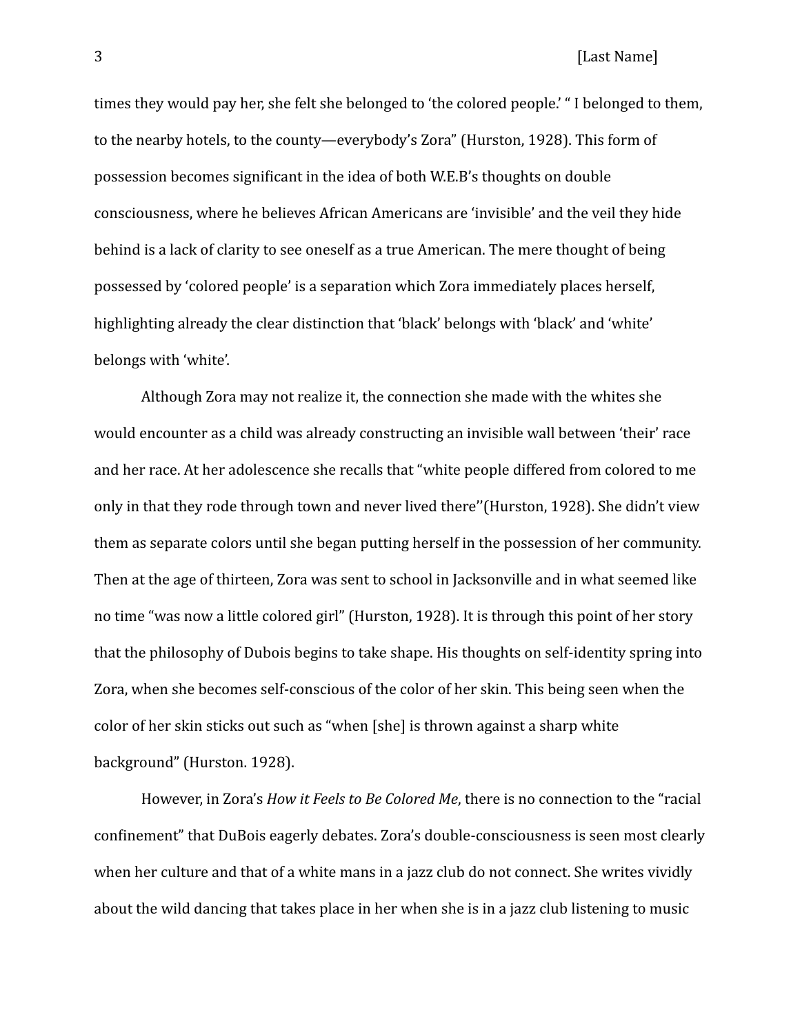times they would pay her, she felt she belonged to 'the colored people.' " I belonged to them, to the nearby hotels, to the county—everybody's Zora" (Hurston, 1928). This form of possession becomes significant in the idea of both W.E.B's thoughts on double consciousness, where he believes African Americans are 'invisible' and the veil they hide behind is a lack of clarity to see oneself as a true American. The mere thought of being possessed by 'colored people' is a separation which Zora immediately places herself, highlighting already the clear distinction that 'black' belongs with 'black' and 'white' belongs with 'white'.

Although Zora may not realize it, the connection she made with the whites she would encounter as a child was already constructing an invisible wall between 'their' race and her race. At her adolescence she recalls that "white people differed from colored to me only in that they rode through town and never lived there''(Hurston, 1928). She didn't view them as separate colors until she began putting herself in the possession of her community. Then at the age of thirteen, Zora was sent to school in Jacksonville and in what seemed like no time "was now a little colored girl" (Hurston, 1928). It is through this point of her story that the philosophy of Dubois begins to take shape. His thoughts on self-identity spring into Zora, when she becomes self-conscious of the color of her skin. This being seen when the color of her skin sticks out such as "when [she] is thrown against a sharp white background" (Hurston. 1928).

However, in Zora's *How it Feels to Be Colored Me*, there is no connection to the "racial confinement" that DuBois eagerly debates. Zora's double-consciousness is seen most clearly when her culture and that of a white mans in a jazz club do not connect. She writes vividly about the wild dancing that takes place in her when she is in a jazz club listening to music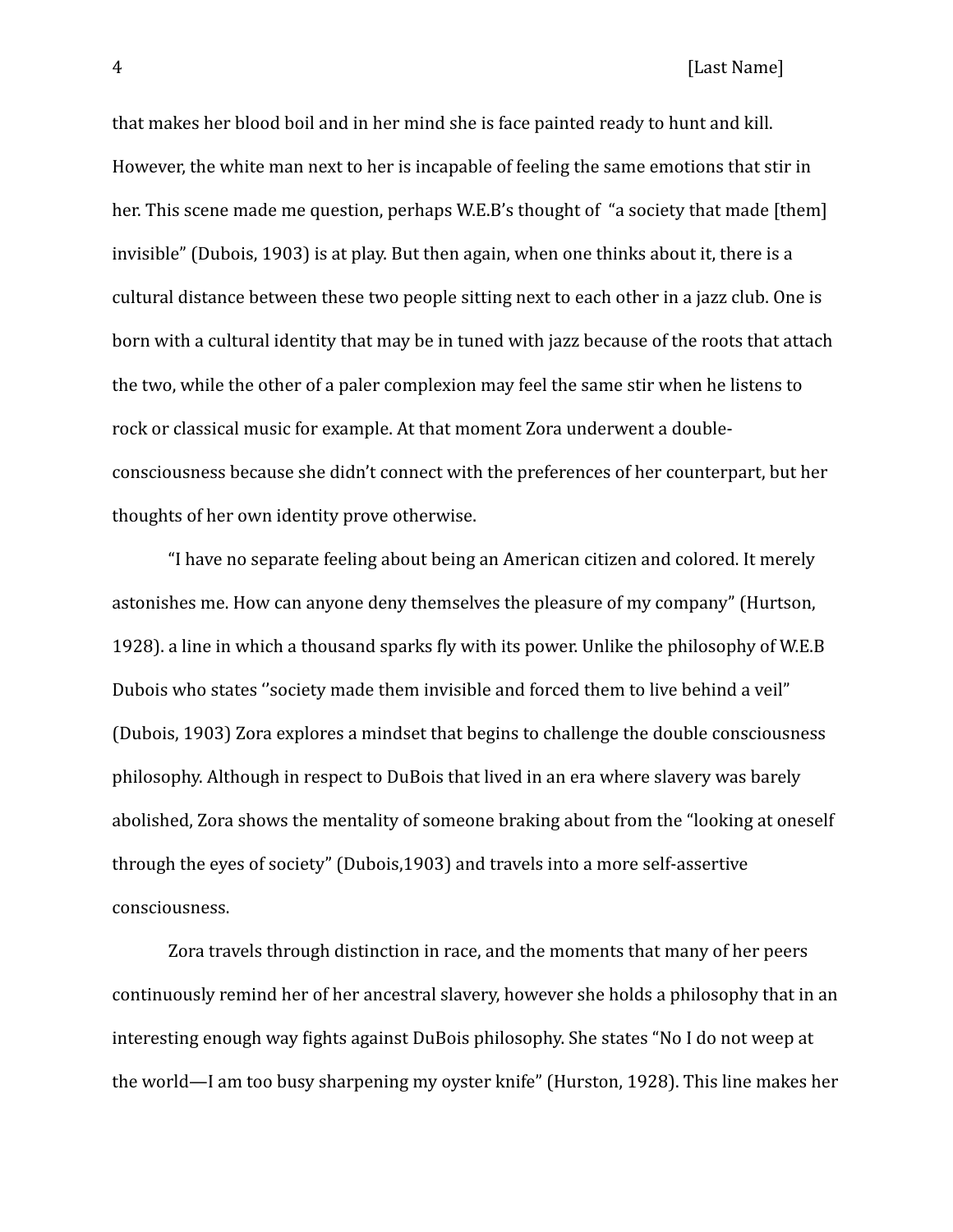that makes her blood boil and in her mind she is face painted ready to hunt and kill. However, the white man next to her is incapable of feeling the same emotions that stir in her. This scene made me question, perhaps W.E.B's thought of "a society that made [them] invisible" (Dubois, 1903) is at play. But then again, when one thinks about it, there is a cultural distance between these two people sitting next to each other in a jazz club. One is born with a cultural identity that may be in tuned with jazz because of the roots that attach the two, while the other of a paler complexion may feel the same stir when he listens to rock or classical music for example. At that moment Zora underwent a double-consciousness because she didn't connect with the preferences of her counterpart, but her thoughts of her own identity prove otherwise.

"I have no separate feeling about being an American citizen and colored. It merely astonishes me. How can anyone deny themselves the pleasure of my company" (Hurtson, 1928). a line in which a thousand sparks fly with its power. Unlike the philosophy of W.E.B Dubois who states ''society made them invisible and forced them to live behind a veil" (Dubois, 1903) Zora explores a mindset that begins to challenge the double consciousness philosophy. Although in respect to DuBois that lived in an era where slavery was barely abolished, Zora shows the mentality of someone braking about from the "looking at oneself through the eyes of society" (Dubois,1903) and travels into a more self-assertive consciousness.

Zora travels through distinction in race, and the moments that many of her peers continuously remind her of her ancestral slavery, however she holds a philosophy that in an interesting enough way fights against DuBois philosophy. She states "No I do not weep at the world—I am too busy sharpening my oyster knife" (Hurston, 1928). This line makes her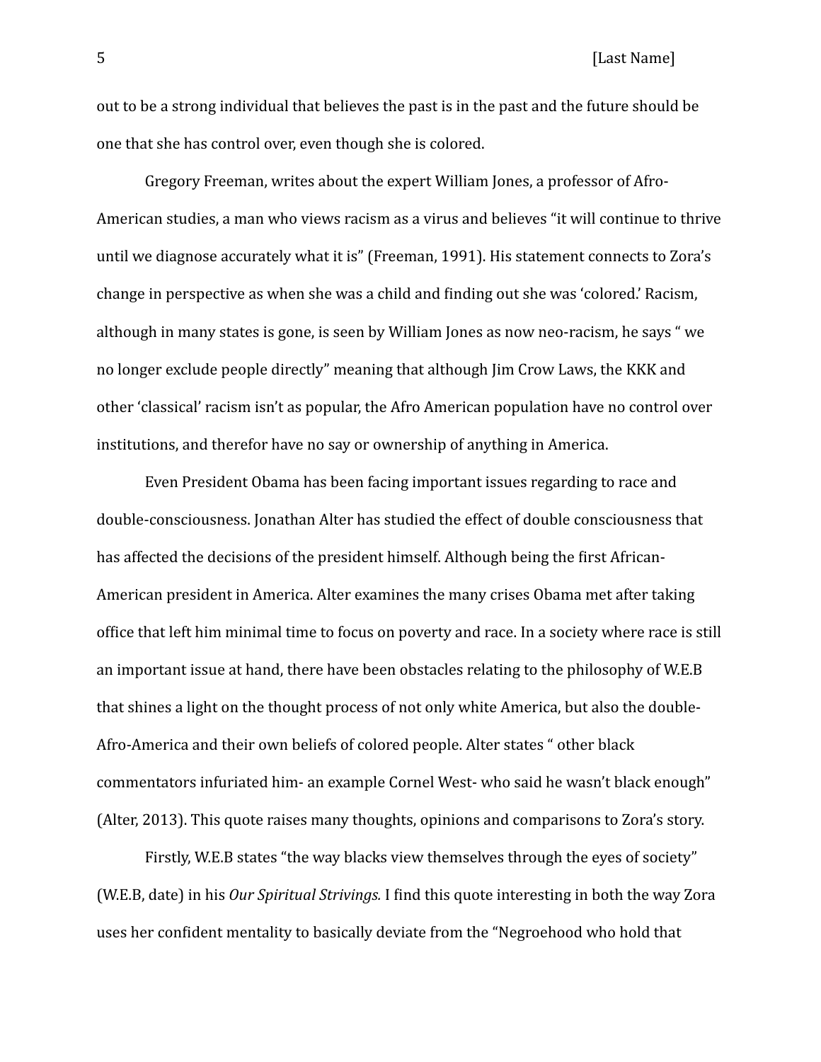out to be a strong individual that believes the past is in the past and the future should be one that she has control over, even though she is colored.

Gregory Freeman, writes about the expert William Jones, a professor of Afro-American studies, a man who views racism as a virus and believes "it will continue to thrive until we diagnose accurately what it is" (Freeman, 1991). His statement connects to Zora's change in perspective as when she was a child and finding out she was 'colored.' Racism, although in many states is gone, is seen by William Jones as now neo-racism, he says " we no longer exclude people directly" meaning that although Jim Crow Laws, the KKK and other 'classical' racism isn't as popular, the Afro American population have no control over institutions, and therefor have no say or ownership of anything in America.

Even President Obama has been facing important issues regarding to race and double-consciousness. Jonathan Alter has studied the effect of double consciousness that has affected the decisions of the president himself. Although being the first African-American president in America. Alter examines the many crises Obama met after taking office that left him minimal time to focus on poverty and race. In a society where race is still an important issue at hand, there have been obstacles relating to the philosophy of W.E.B that shines a light on the thought process of not only white America, but also the double-Afro-America and their own beliefs of colored people. Alter states " other black commentators infuriated him- an example Cornel West- who said he wasn't black enough" (Alter, 2013). This quote raises many thoughts, opinions and comparisons to Zora's story.

Firstly, W.E.B states "the way blacks view themselves through the eyes of society" (W.E.B, date) in his *Our Spiritual Strivings.* I find this quote interesting in both the way Zora uses her confident mentality to basically deviate from the "Negroehood who hold that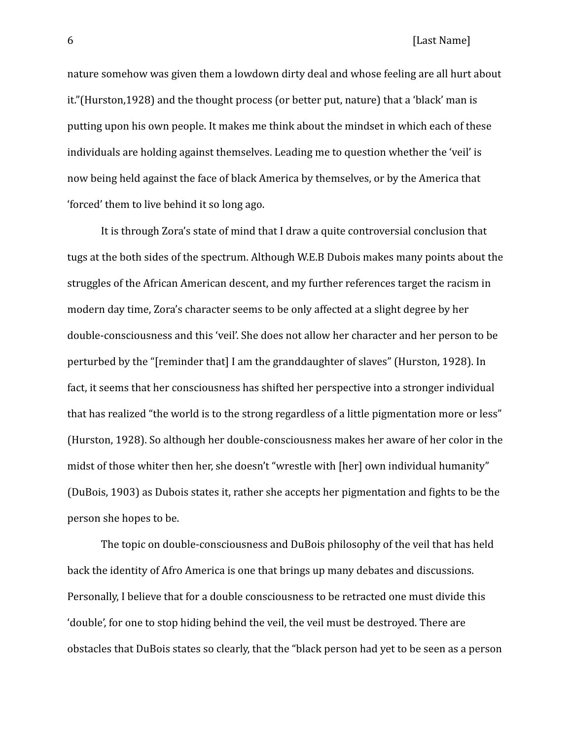nature somehow was given them a lowdown dirty deal and whose feeling are all hurt about it."(Hurston,1928) and the thought process (or better put, nature) that a 'black' man is putting upon his own people. It makes me think about the mindset in which each of these individuals are holding against themselves. Leading me to question whether the 'veil' is now being held against the face of black America by themselves, or by the America that 'forced' them to live behind it so long ago.

It is through Zora's state of mind that I draw a quite controversial conclusion that tugs at the both sides of the spectrum. Although W.E.B Dubois makes many points about the struggles of the African American descent, and my further references target the racism in modern day time, Zora's character seems to be only affected at a slight degree by her double-consciousness and this 'veil'. She does not allow her character and her person to be perturbed by the "[reminder that] I am the granddaughter of slaves" (Hurston, 1928). In fact, it seems that her consciousness has shifted her perspective into a stronger individual that has realized "the world is to the strong regardless of a little pigmentation more or less" (Hurston, 1928). So although her double-consciousness makes her aware of her color in the midst of those whiter then her, she doesn't "wrestle with [her] own individual humanity" (DuBois, 1903) as Dubois states it, rather she accepts her pigmentation and fights to be the person she hopes to be.

The topic on double-consciousness and DuBois philosophy of the veil that has held back the identity of Afro America is one that brings up many debates and discussions. Personally, I believe that for a double consciousness to be retracted one must divide this 'double', for one to stop hiding behind the veil, the veil must be destroyed. There are obstacles that DuBois states so clearly, that the "black person had yet to be seen as a person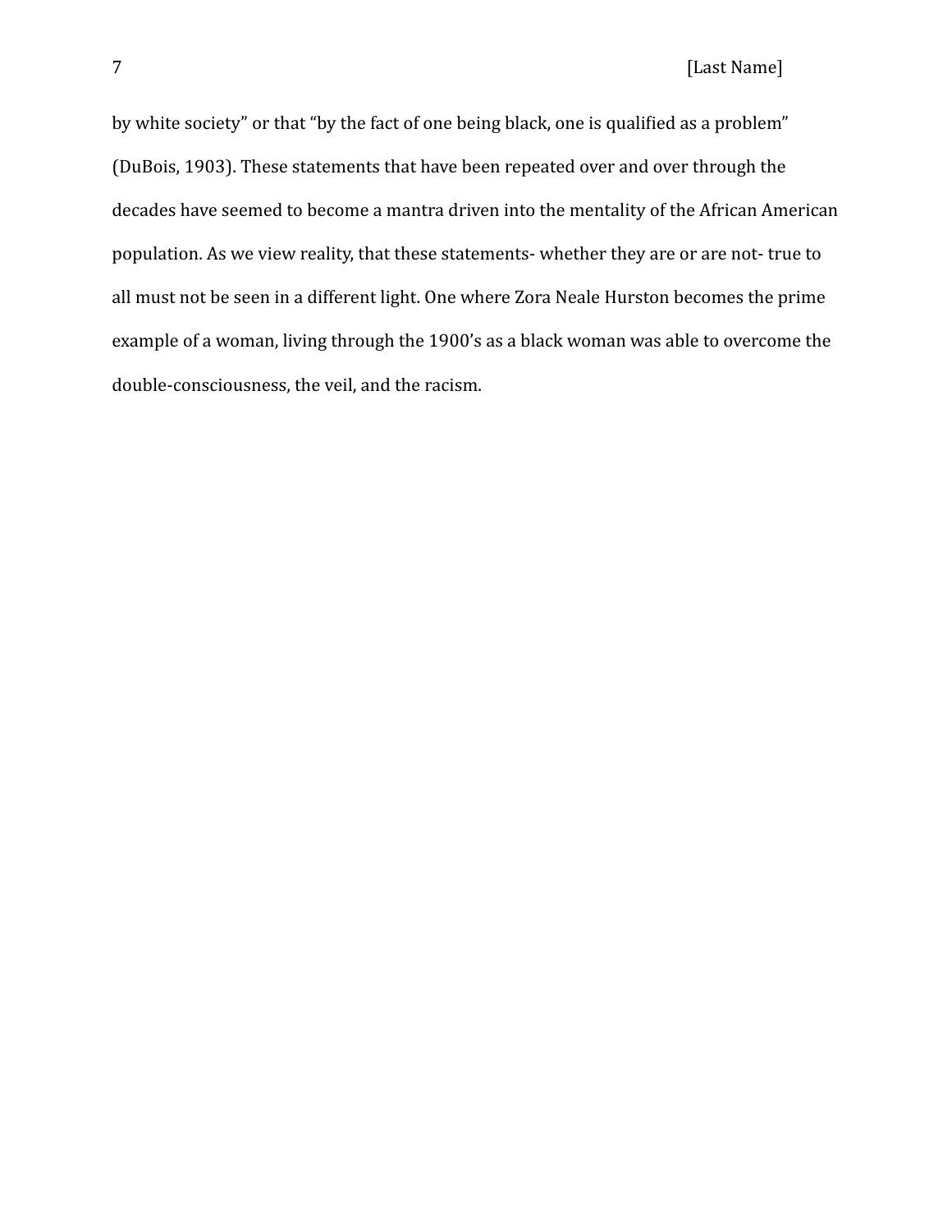by white society" or that "by the fact of one being black, one is qualified as a problem" (DuBois, 1903). These statements that have been repeated over and over through the decades have seemed to become a mantra driven into the mentality of the African American population. As we view reality, that these statements- whether they are or are not- true to all must not be seen in a different light. One where Zora Neale Hurston becomes the prime example of a woman, living through the 1900's as a black woman was able to overcome the double-consciousness, the veil, and the racism.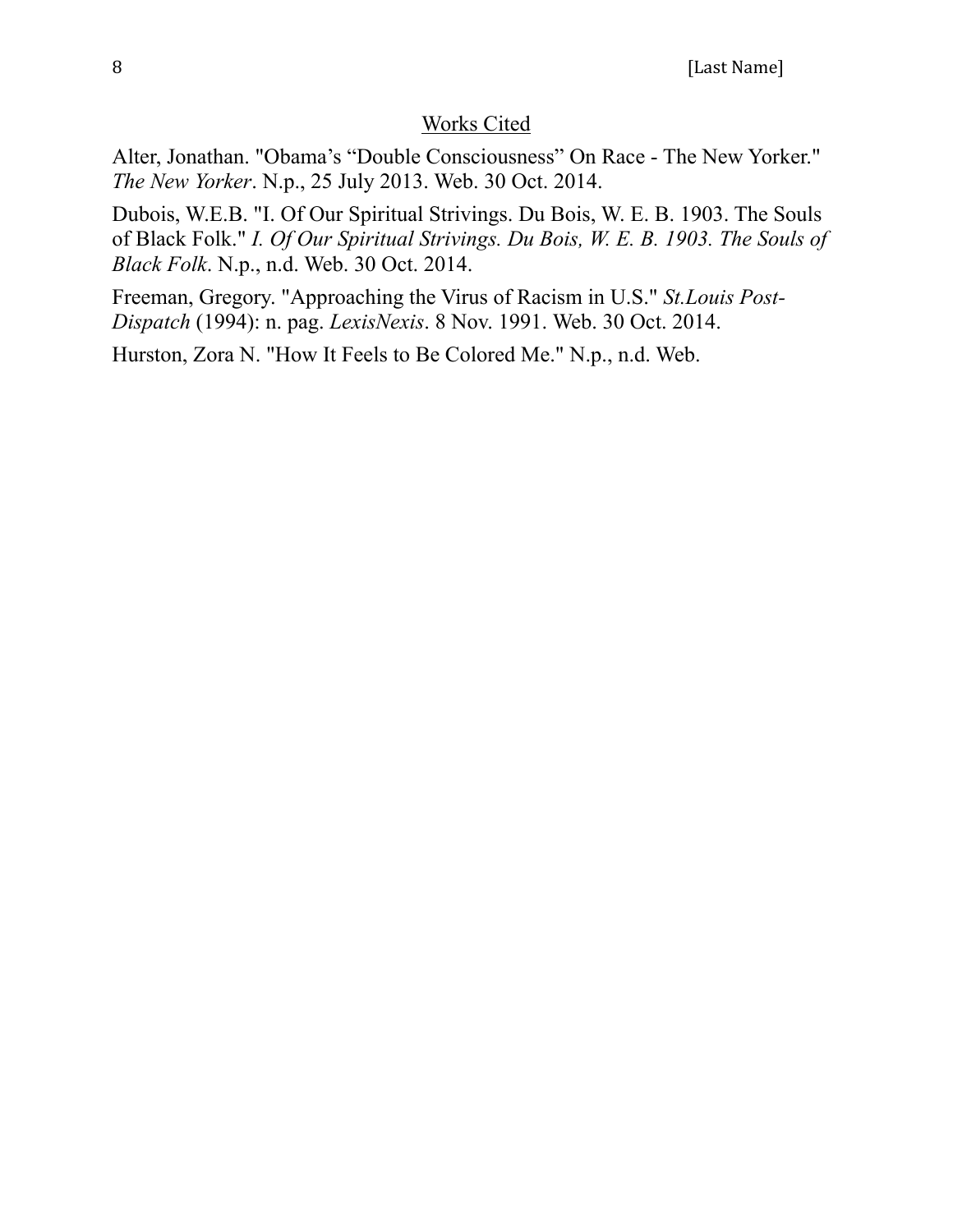## Works Cited

Alter, Jonathan. "Obama's "Double Consciousness" On Race - The New Yorker." *The New Yorker*. N.p., 25 July 2013. Web. 30 Oct. 2014.

Dubois, W.E.B. "I. Of Our Spiritual Strivings. Du Bois, W. E. B. 1903. The Souls of Black Folk." *I. Of Our Spiritual Strivings. Du Bois, W. E. B. 1903. The Souls of Black Folk*. N.p., n.d. Web. 30 Oct. 2014.

Freeman, Gregory. "Approaching the Virus of Racism in U.S." *St.Louis Post-Dispatch* (1994): n. pag. *LexisNexis*. 8 Nov. 1991. Web. 30 Oct. 2014.

Hurston, Zora N. "How It Feels to Be Colored Me." N.p., n.d. Web.